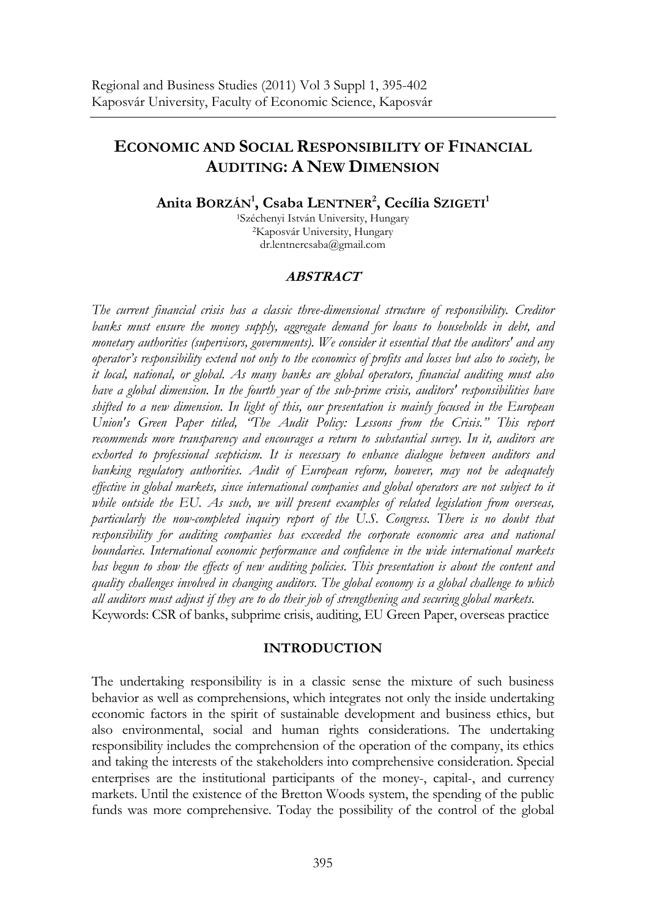Regional and Business Studies (2011) Vol 3 Suppl 1, 395-402
Kaposvár University, Faculty of Economic Science, Kaposvár

# ECONOMIC AND SOCIAL RESPONSIBILITY OF FINANCIAL AUDITING: A NEW DIMENSION

**Anita BORZÁN[1], Csaba LENTNER[2], Cecília SZIGETI[1]**

[1]Széchenyi István University, Hungary
[2]Kaposvár University, Hungary
dr.lentnercsaba@gmail.com

## *ABSTRACT*

*The current financial crisis has a classic three-dimensional structure of responsibility. Creditor banks must ensure the money supply, aggregate demand for loans to households in debt, and monetary authorities (supervisors, governments). We consider it essential that the auditors' and any operator's responsibility extend not only to the economics of profits and losses but also to society, be it local, national, or global. As many banks are global operators, financial auditing must also have a global dimension. In the fourth year of the sub-prime crisis, auditors' responsibilities have shifted to a new dimension. In light of this, our presentation is mainly focused in the European Union's Green Paper titled, "The Audit Policy: Lessons from the Crisis." This report recommends more transparency and encourages a return to substantial survey. In it, auditors are exhorted to professional scepticism. It is necessary to enhance dialogue between auditors and banking regulatory authorities. Audit of European reform, however, may not be adequately effective in global markets, since international companies and global operators are not subject to it while outside the EU. As such, we will present examples of related legislation from overseas, particularly the now-completed inquiry report of the U.S. Congress. There is no doubt that responsibility for auditing companies has exceeded the corporate economic area and national boundaries. International economic performance and confidence in the wide international markets has begun to show the effects of new auditing policies. This presentation is about the content and quality challenges involved in changing auditors. The global economy is a global challenge to which all auditors must adjust if they are to do their job of strengthening and securing global markets.*

Keywords: CSR of banks, subprime crisis, auditing, EU Green Paper, overseas practice

## INTRODUCTION

The undertaking responsibility is in a classic sense the mixture of such business behavior as well as comprehensions, which integrates not only the inside undertaking economic factors in the spirit of sustainable development and business ethics, but also environmental, social and human rights considerations. The undertaking responsibility includes the comprehension of the operation of the company, its ethics and taking the interests of the stakeholders into comprehensive consideration. Special enterprises are the institutional participants of the money-, capital-, and currency markets. Until the existence of the Bretton Woods system, the spending of the public funds was more comprehensive. Today the possibility of the control of the global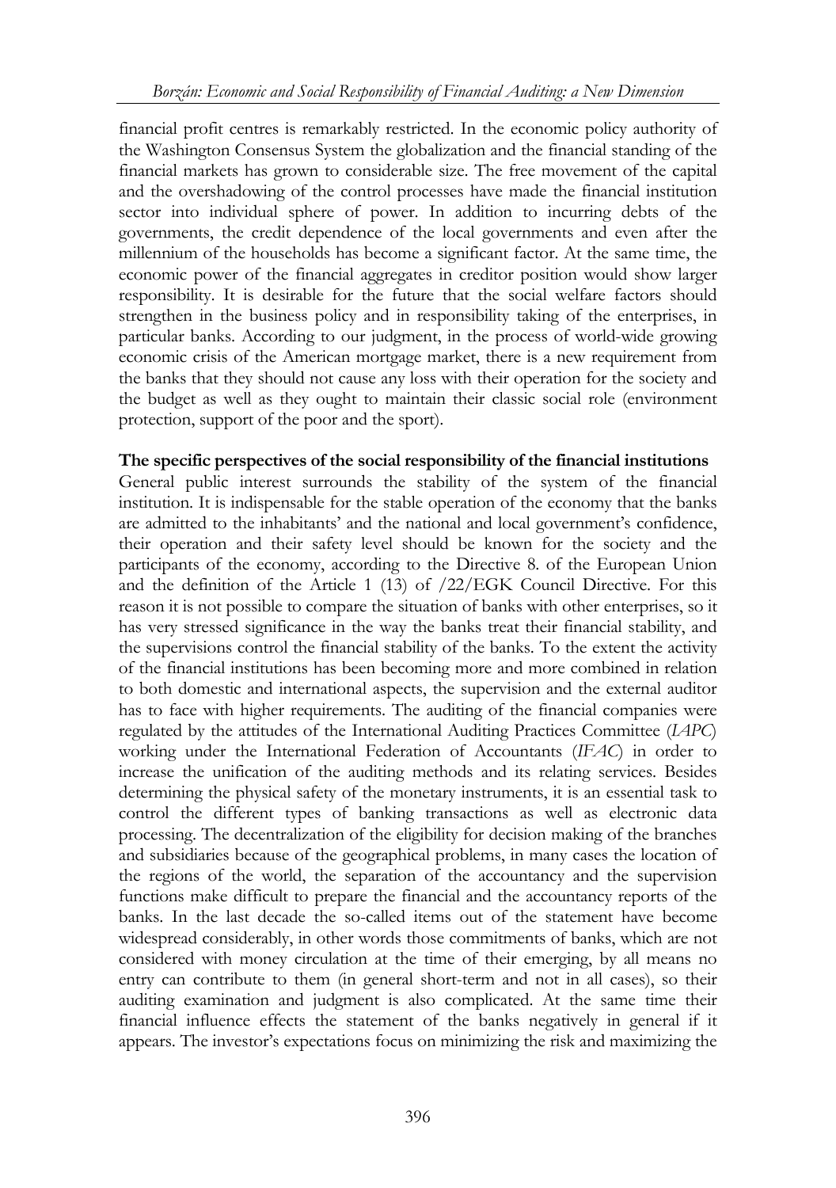financial profit centres is remarkably restricted. In the economic policy authority of the Washington Consensus System the globalization and the financial standing of the financial markets has grown to considerable size. The free movement of the capital and the overshadowing of the control processes have made the financial institution sector into individual sphere of power. In addition to incurring debts of the governments, the credit dependence of the local governments and even after the millennium of the households has become a significant factor. At the same time, the economic power of the financial aggregates in creditor position would show larger responsibility. It is desirable for the future that the social welfare factors should strengthen in the business policy and in responsibility taking of the enterprises, in particular banks. According to our judgment, in the process of world-wide growing economic crisis of the American mortgage market, there is a new requirement from the banks that they should not cause any loss with their operation for the society and the budget as well as they ought to maintain their classic social role (environment protection, support of the poor and the sport).

**The specific perspectives of the social responsibility of the financial institutions**

General public interest surrounds the stability of the system of the financial institution. It is indispensable for the stable operation of the economy that the banks are admitted to the inhabitants' and the national and local government's confidence, their operation and their safety level should be known for the society and the participants of the economy, according to the Directive 8. of the European Union and the definition of the Article 1 (13) of /22/EGK Council Directive. For this reason it is not possible to compare the situation of banks with other enterprises, so it has very stressed significance in the way the banks treat their financial stability, and the supervisions control the financial stability of the banks. To the extent the activity of the financial institutions has been becoming more and more combined in relation to both domestic and international aspects, the supervision and the external auditor has to face with higher requirements. The auditing of the financial companies were regulated by the attitudes of the International Auditing Practices Committee (*IAPC*) working under the International Federation of Accountants (*IFAC*) in order to increase the unification of the auditing methods and its relating services. Besides determining the physical safety of the monetary instruments, it is an essential task to control the different types of banking transactions as well as electronic data processing. The decentralization of the eligibility for decision making of the branches and subsidiaries because of the geographical problems, in many cases the location of the regions of the world, the separation of the accountancy and the supervision functions make difficult to prepare the financial and the accountancy reports of the banks. In the last decade the so-called items out of the statement have become widespread considerably, in other words those commitments of banks, which are not considered with money circulation at the time of their emerging, by all means no entry can contribute to them (in general short-term and not in all cases), so their auditing examination and judgment is also complicated. At the same time their financial influence effects the statement of the banks negatively in general if it appears. The investor's expectations focus on minimizing the risk and maximizing the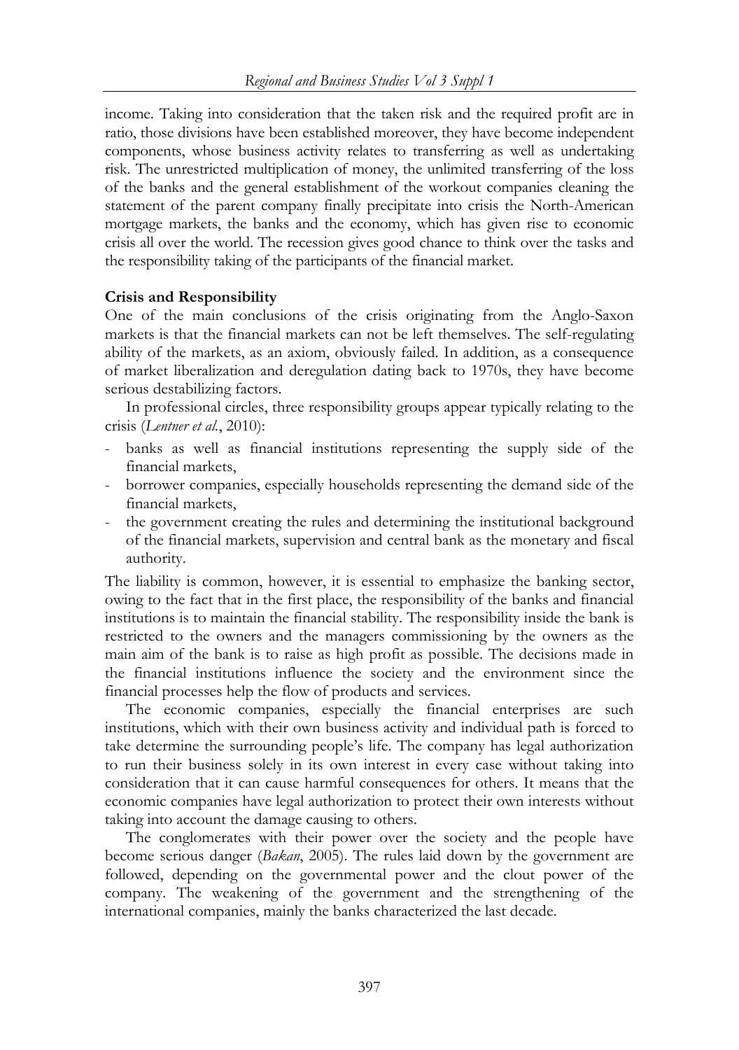income. Taking into consideration that the taken risk and the required profit are in ratio, those divisions have been established moreover, they have become independent components, whose business activity relates to transferring as well as undertaking risk. The unrestricted multiplication of money, the unlimited transferring of the loss of the banks and the general establishment of the workout companies cleaning the statement of the parent company finally precipitate into crisis the North-American mortgage markets, the banks and the economy, which has given rise to economic crisis all over the world. The recession gives good chance to think over the tasks and the responsibility taking of the participants of the financial market.

**Crisis and Responsibility**

One of the main conclusions of the crisis originating from the Anglo-Saxon markets is that the financial markets can not be left themselves. The self-regulating ability of the markets, as an axiom, obviously failed. In addition, as a consequence of market liberalization and deregulation dating back to 1970s, they have become serious destabilizing factors.

In professional circles, three responsibility groups appear typically relating to the crisis (*Lentner et al.*, 2010):

- banks as well as financial institutions representing the supply side of the financial markets,
- borrower companies, especially households representing the demand side of the financial markets,
- the government creating the rules and determining the institutional background of the financial markets, supervision and central bank as the monetary and fiscal authority.

The liability is common, however, it is essential to emphasize the banking sector, owing to the fact that in the first place, the responsibility of the banks and financial institutions is to maintain the financial stability. The responsibility inside the bank is restricted to the owners and the managers commissioning by the owners as the main aim of the bank is to raise as high profit as possible. The decisions made in the financial institutions influence the society and the environment since the financial processes help the flow of products and services.

The economic companies, especially the financial enterprises are such institutions, which with their own business activity and individual path is forced to take determine the surrounding people's life. The company has legal authorization to run their business solely in its own interest in every case without taking into consideration that it can cause harmful consequences for others. It means that the economic companies have legal authorization to protect their own interests without taking into account the damage causing to others.

The conglomerates with their power over the society and the people have become serious danger (*Bakan*, 2005). The rules laid down by the government are followed, depending on the governmental power and the clout power of the company. The weakening of the government and the strengthening of the international companies, mainly the banks characterized the last decade.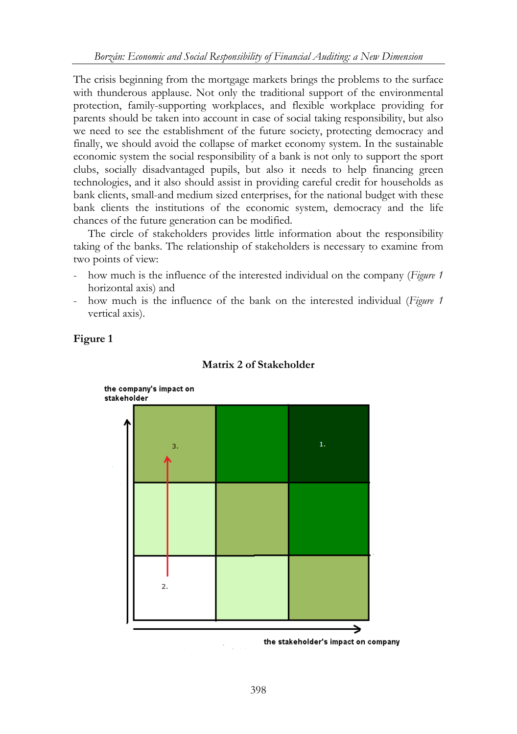The crisis beginning from the mortgage markets brings the problems to the surface with thunderous applause. Not only the traditional support of the environmental protection, family-supporting workplaces, and flexible workplace providing for parents should be taken into account in case of social taking responsibility, but also we need to see the establishment of the future society, protecting democracy and finally, we should avoid the collapse of market economy system. In the sustainable economic system the social responsibility of a bank is not only to support the sport clubs, socially disadvantaged pupils, but also it needs to help financing green technologies, and it also should assist in providing careful credit for households as bank clients, small-and medium sized enterprises, for the national budget with these bank clients the institutions of the economic system, democracy and the life chances of the future generation can be modified.

The circle of stakeholders provides little information about the responsibility taking of the banks. The relationship of stakeholders is necessary to examine from two points of view:

- how much is the influence of the interested individual on the company (*Figure 1* horizontal axis) and
- how much is the influence of the bank on the interested individual (*Figure 1* vertical axis).

**Figure 1**

**Matrix 2 of Stakeholder**

the company's impact on stakeholder

3.

1.

2.

the stakeholder's impact on company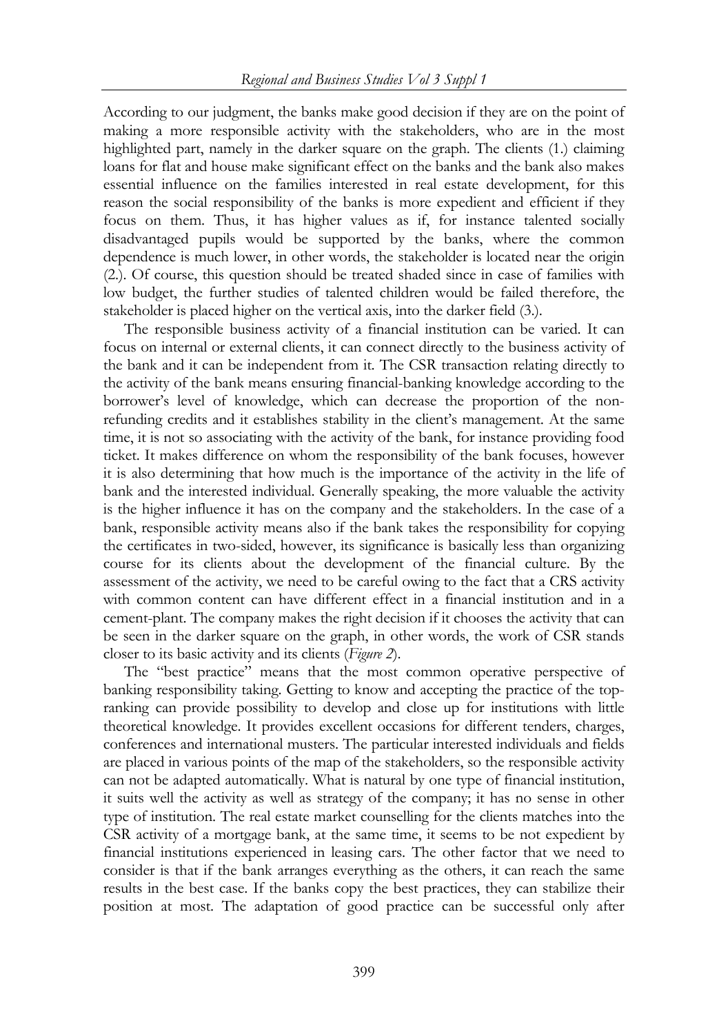According to our judgment, the banks make good decision if they are on the point of making a more responsible activity with the stakeholders, who are in the most highlighted part, namely in the darker square on the graph. The clients (1.) claiming loans for flat and house make significant effect on the banks and the bank also makes essential influence on the families interested in real estate development, for this reason the social responsibility of the banks is more expedient and efficient if they focus on them. Thus, it has higher values as if, for instance talented socially disadvantaged pupils would be supported by the banks, where the common dependence is much lower, in other words, the stakeholder is located near the origin (2.). Of course, this question should be treated shaded since in case of families with low budget, the further studies of talented children would be failed therefore, the stakeholder is placed higher on the vertical axis, into the darker field (3.).

The responsible business activity of a financial institution can be varied. It can focus on internal or external clients, it can connect directly to the business activity of the bank and it can be independent from it. The CSR transaction relating directly to the activity of the bank means ensuring financial-banking knowledge according to the borrower's level of knowledge, which can decrease the proportion of the non-refunding credits and it establishes stability in the client's management. At the same time, it is not so associating with the activity of the bank, for instance providing food ticket. It makes difference on whom the responsibility of the bank focuses, however it is also determining that how much is the importance of the activity in the life of bank and the interested individual. Generally speaking, the more valuable the activity is the higher influence it has on the company and the stakeholders. In the case of a bank, responsible activity means also if the bank takes the responsibility for copying the certificates in two-sided, however, its significance is basically less than organizing course for its clients about the development of the financial culture. By the assessment of the activity, we need to be careful owing to the fact that a CRS activity with common content can have different effect in a financial institution and in a cement-plant. The company makes the right decision if it chooses the activity that can be seen in the darker square on the graph, in other words, the work of CSR stands closer to its basic activity and its clients (*Figure 2*).

The "best practice" means that the most common operative perspective of banking responsibility taking. Getting to know and accepting the practice of the top-ranking can provide possibility to develop and close up for institutions with little theoretical knowledge. It provides excellent occasions for different tenders, charges, conferences and international musters. The particular interested individuals and fields are placed in various points of the map of the stakeholders, so the responsible activity can not be adapted automatically. What is natural by one type of financial institution, it suits well the activity as well as strategy of the company; it has no sense in other type of institution. The real estate market counselling for the clients matches into the CSR activity of a mortgage bank, at the same time, it seems to be not expedient by financial institutions experienced in leasing cars. The other factor that we need to consider is that if the bank arranges everything as the others, it can reach the same results in the best case. If the banks copy the best practices, they can stabilize their position at most. The adaptation of good practice can be successful only after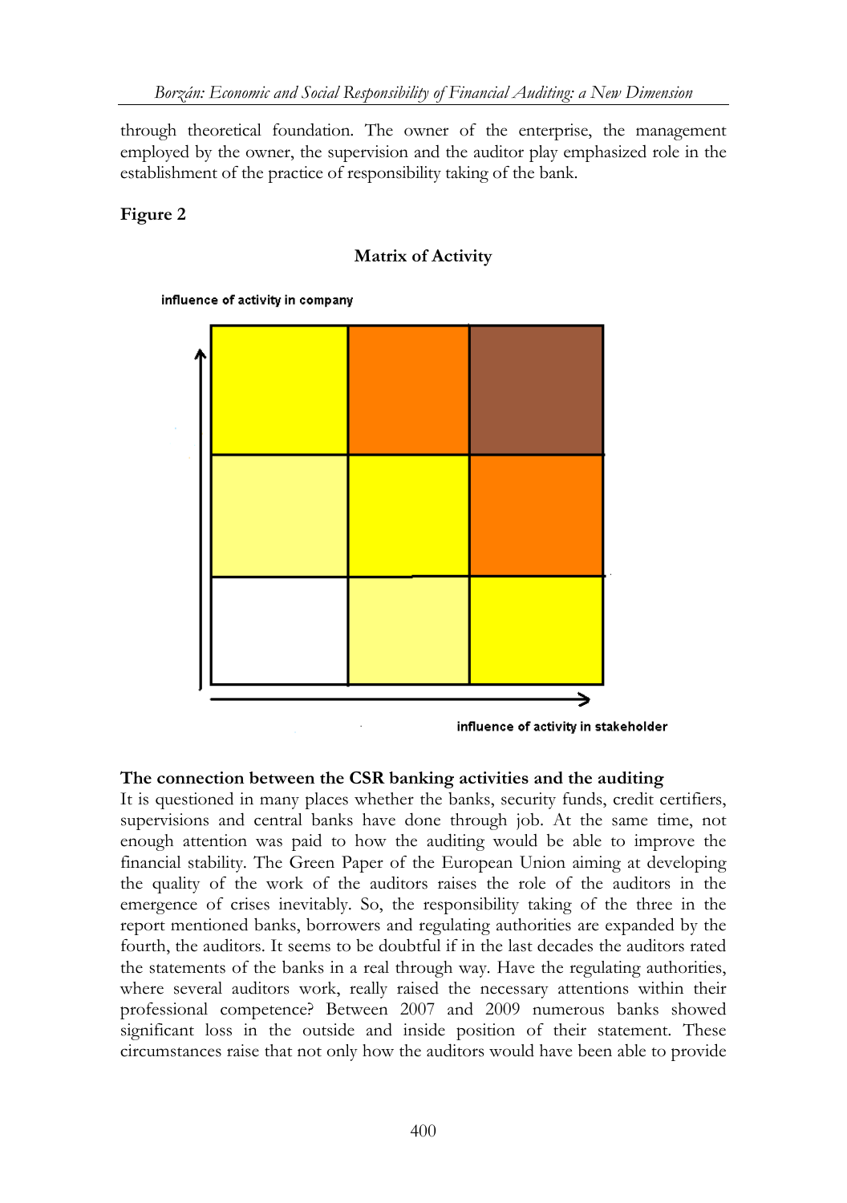through theoretical foundation. The owner of the enterprise, the management employed by the owner, the supervision and the auditor play emphasized role in the establishment of the practice of responsibility taking of the bank.

**Figure 2**

**Matrix of Activity**

influence of activity in company

influence of activity in stakeholder

### The connection between the CSR banking activities and the auditing

It is questioned in many places whether the banks, security funds, credit certifiers, supervisions and central banks have done through job. At the same time, not enough attention was paid to how the auditing would be able to improve the financial stability. The Green Paper of the European Union aiming at developing the quality of the work of the auditors raises the role of the auditors in the emergence of crises inevitably. So, the responsibility taking of the three in the report mentioned banks, borrowers and regulating authorities are expanded by the fourth, the auditors. It seems to be doubtful if in the last decades the auditors rated the statements of the banks in a real through way. Have the regulating authorities, where several auditors work, really raised the necessary attentions within their professional competence? Between 2007 and 2009 numerous banks showed significant loss in the outside and inside position of their statement. These circumstances raise that not only how the auditors would have been able to provide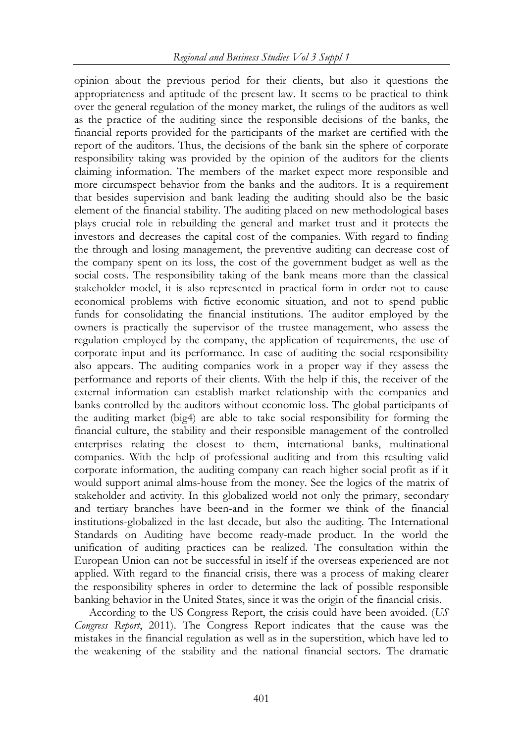opinion about the previous period for their clients, but also it questions the appropriateness and aptitude of the present law. It seems to be practical to think over the general regulation of the money market, the rulings of the auditors as well as the practice of the auditing since the responsible decisions of the banks, the financial reports provided for the participants of the market are certified with the report of the auditors. Thus, the decisions of the bank sin the sphere of corporate responsibility taking was provided by the opinion of the auditors for the clients claiming information. The members of the market expect more responsible and more circumspect behavior from the banks and the auditors. It is a requirement that besides supervision and bank leading the auditing should also be the basic element of the financial stability. The auditing placed on new methodological bases plays crucial role in rebuilding the general and market trust and it protects the investors and decreases the capital cost of the companies. With regard to finding the through and losing management, the preventive auditing can decrease cost of the company spent on its loss, the cost of the government budget as well as the social costs. The responsibility taking of the bank means more than the classical stakeholder model, it is also represented in practical form in order not to cause economical problems with fictive economic situation, and not to spend public funds for consolidating the financial institutions. The auditor employed by the owners is practically the supervisor of the trustee management, who assess the regulation employed by the company, the application of requirements, the use of corporate input and its performance. In case of auditing the social responsibility also appears. The auditing companies work in a proper way if they assess the performance and reports of their clients. With the help if this, the receiver of the external information can establish market relationship with the companies and banks controlled by the auditors without economic loss. The global participants of the auditing market (big4) are able to take social responsibility for forming the financial culture, the stability and their responsible management of the controlled enterprises relating the closest to them, international banks, multinational companies. With the help of professional auditing and from this resulting valid corporate information, the auditing company can reach higher social profit as if it would support animal alms-house from the money. See the logics of the matrix of stakeholder and activity. In this globalized world not only the primary, secondary and tertiary branches have been-and in the former we think of the financial institutions-globalized in the last decade, but also the auditing. The International Standards on Auditing have become ready-made product. In the world the unification of auditing practices can be realized. The consultation within the European Union can not be successful in itself if the overseas experienced are not applied. With regard to the financial crisis, there was a process of making clearer the responsibility spheres in order to determine the lack of possible responsible banking behavior in the United States, since it was the origin of the financial crisis.

According to the US Congress Report, the crisis could have been avoided. (*US Congress Report*, 2011). The Congress Report indicates that the cause was the mistakes in the financial regulation as well as in the superstition, which have led to the weakening of the stability and the national financial sectors. The dramatic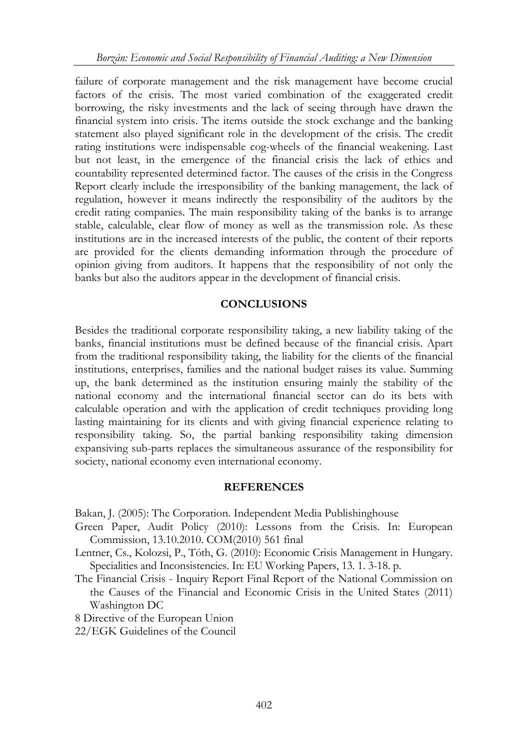failure of corporate management and the risk management have become crucial factors of the crisis. The most varied combination of the exaggerated credit borrowing, the risky investments and the lack of seeing through have drawn the financial system into crisis. The items outside the stock exchange and the banking statement also played significant role in the development of the crisis. The credit rating institutions were indispensable cog-wheels of the financial weakening. Last but not least, in the emergence of the financial crisis the lack of ethics and countability represented determined factor. The causes of the crisis in the Congress Report clearly include the irresponsibility of the banking management, the lack of regulation, however it means indirectly the responsibility of the auditors by the credit rating companies. The main responsibility taking of the banks is to arrange stable, calculable, clear flow of money as well as the transmission role. As these institutions are in the increased interests of the public, the content of their reports are provided for the clients demanding information through the procedure of opinion giving from auditors. It happens that the responsibility of not only the banks but also the auditors appear in the development of financial crisis.

## CONCLUSIONS

Besides the traditional corporate responsibility taking, a new liability taking of the banks, financial institutions must be defined because of the financial crisis. Apart from the traditional responsibility taking, the liability for the clients of the financial institutions, enterprises, families and the national budget raises its value. Summing up, the bank determined as the institution ensuring mainly the stability of the national economy and the international financial sector can do its bets with calculable operation and with the application of credit techniques providing long lasting maintaining for its clients and with giving financial experience relating to responsibility taking. So, the partial banking responsibility taking dimension expansiving sub-parts replaces the simultaneous assurance of the responsibility for society, national economy even international economy.

## REFERENCES

Bakan, J. (2005): The Corporation. Independent Media Publishinghouse

Green Paper, Audit Policy (2010): Lessons from the Crisis. In: European Commission, 13.10.2010. COM(2010) 561 final

Lentner, Cs., Kolozsi, P., Tóth, G. (2010): Economic Crisis Management in Hungary. Specialities and Inconsistencies. In: EU Working Papers, 13. 1. 3-18. p.

The Financial Crisis - Inquiry Report Final Report of the National Commission on the Causes of the Financial and Economic Crisis in the United States (2011) Washington DC

8 Directive of the European Union

22/EGK Guidelines of the Council